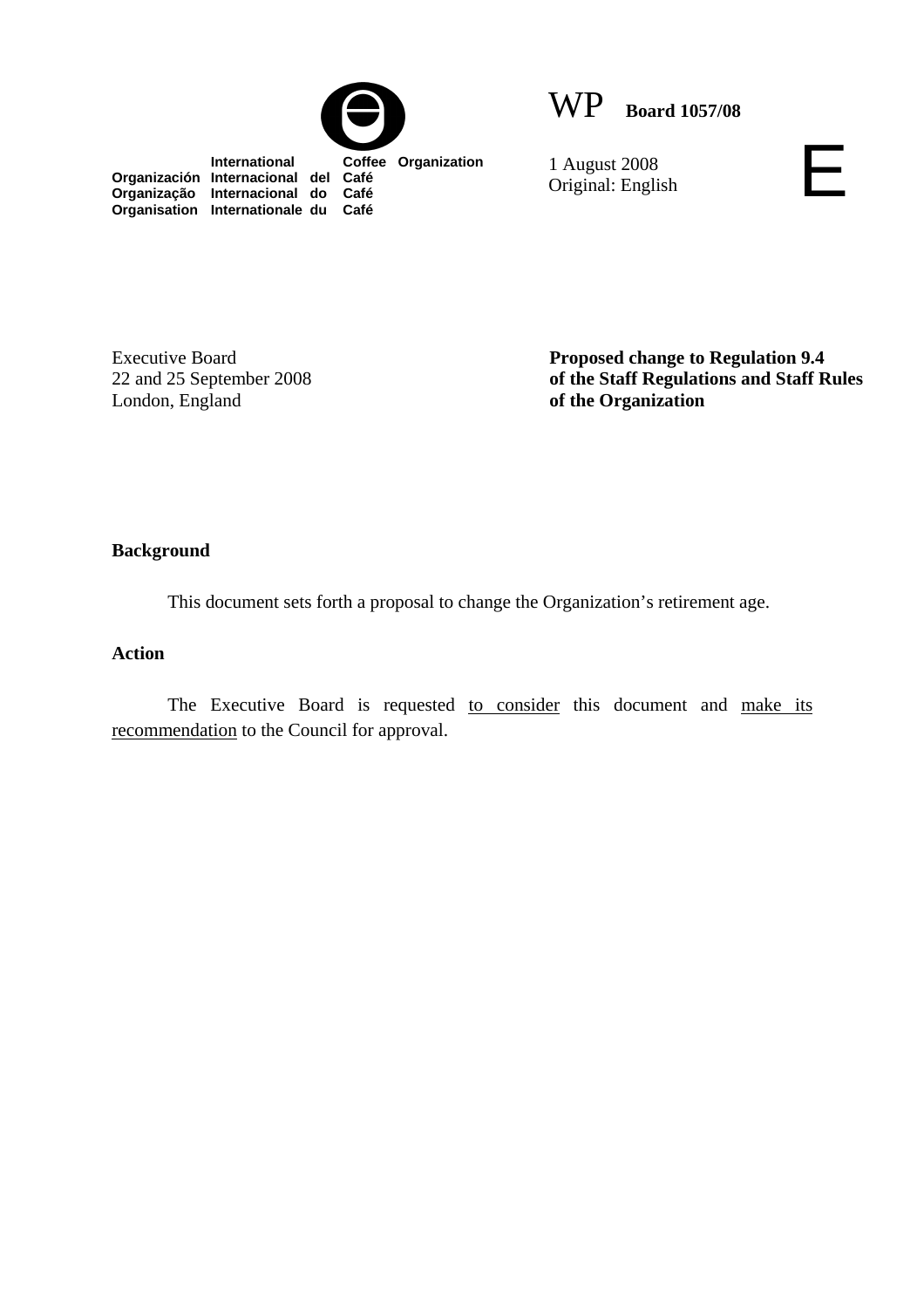International Coffee Organization
Organización Internacional del Café
Organização Internacional do Café
Organisation Internationale du Café

WP **Board 1057/08**

1 August 2008
Original: English

E

Executive Board
22 and 25 September 2008
London, England

**Proposed change to Regulation 9.4 of the Staff Regulations and Staff Rules of the Organization**

**Background**

This document sets forth a proposal to change the Organization's retirement age.

**Action**

The Executive Board is requested to consider this document and make its recommendation to the Council for approval.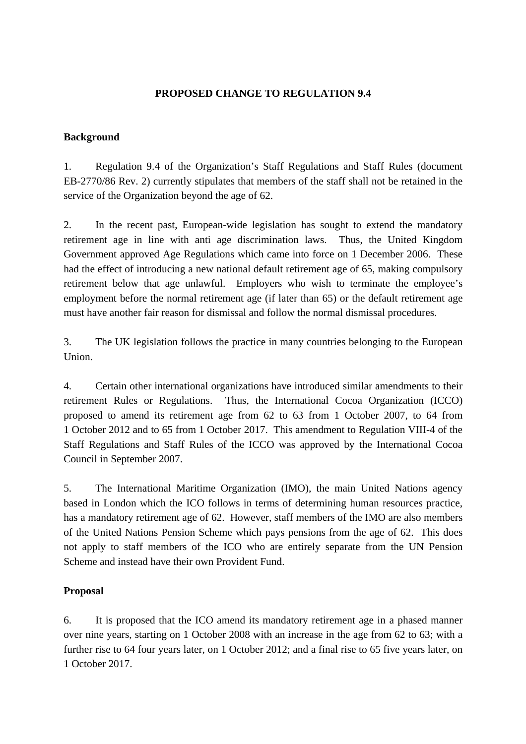## PROPOSED CHANGE TO REGULATION 9.4

### Background

1. Regulation 9.4 of the Organization's Staff Regulations and Staff Rules (document EB-2770/86 Rev. 2) currently stipulates that members of the staff shall not be retained in the service of the Organization beyond the age of 62.

2. In the recent past, European-wide legislation has sought to extend the mandatory retirement age in line with anti age discrimination laws. Thus, the United Kingdom Government approved Age Regulations which came into force on 1 December 2006. These had the effect of introducing a new national default retirement age of 65, making compulsory retirement below that age unlawful. Employers who wish to terminate the employee's employment before the normal retirement age (if later than 65) or the default retirement age must have another fair reason for dismissal and follow the normal dismissal procedures.

3. The UK legislation follows the practice in many countries belonging to the European Union.

4. Certain other international organizations have introduced similar amendments to their retirement Rules or Regulations. Thus, the International Cocoa Organization (ICCO) proposed to amend its retirement age from 62 to 63 from 1 October 2007, to 64 from 1 October 2012 and to 65 from 1 October 2017. This amendment to Regulation VIII-4 of the Staff Regulations and Staff Rules of the ICCO was approved by the International Cocoa Council in September 2007.

5. The International Maritime Organization (IMO), the main United Nations agency based in London which the ICO follows in terms of determining human resources practice, has a mandatory retirement age of 62. However, staff members of the IMO are also members of the United Nations Pension Scheme which pays pensions from the age of 62. This does not apply to staff members of the ICO who are entirely separate from the UN Pension Scheme and instead have their own Provident Fund.

### Proposal

6. It is proposed that the ICO amend its mandatory retirement age in a phased manner over nine years, starting on 1 October 2008 with an increase in the age from 62 to 63; with a further rise to 64 four years later, on 1 October 2012; and a final rise to 65 five years later, on 1 October 2017.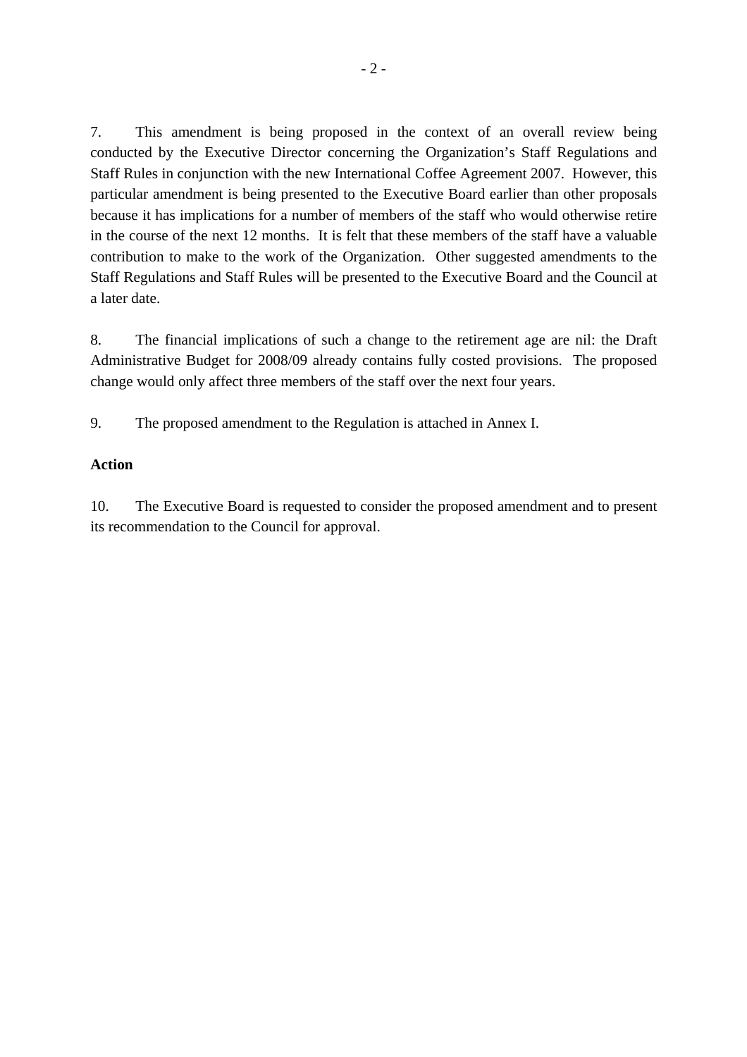7. This amendment is being proposed in the context of an overall review being conducted by the Executive Director concerning the Organization's Staff Regulations and Staff Rules in conjunction with the new International Coffee Agreement 2007. However, this particular amendment is being presented to the Executive Board earlier than other proposals because it has implications for a number of members of the staff who would otherwise retire in the course of the next 12 months. It is felt that these members of the staff have a valuable contribution to make to the work of the Organization. Other suggested amendments to the Staff Regulations and Staff Rules will be presented to the Executive Board and the Council at a later date.

8. The financial implications of such a change to the retirement age are nil: the Draft Administrative Budget for 2008/09 already contains fully costed provisions. The proposed change would only affect three members of the staff over the next four years.

9. The proposed amendment to the Regulation is attached in Annex I.

**Action**

10. The Executive Board is requested to consider the proposed amendment and to present its recommendation to the Council for approval.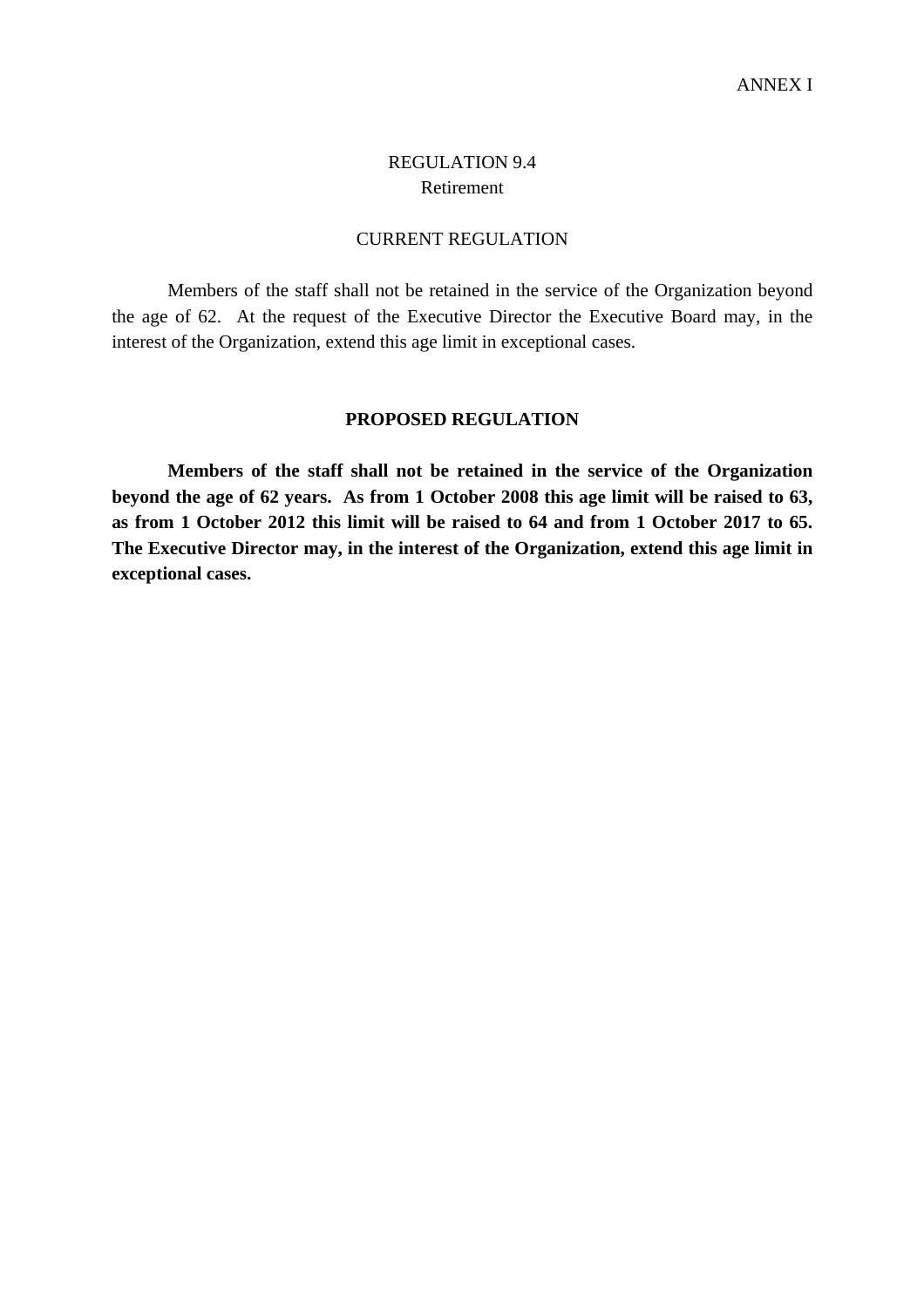ANNEX I

REGULATION 9.4
Retirement

CURRENT REGULATION

Members of the staff shall not be retained in the service of the Organization beyond the age of 62. At the request of the Executive Director the Executive Board may, in the interest of the Organization, extend this age limit in exceptional cases.

**PROPOSED REGULATION**

**Members of the staff shall not be retained in the service of the Organization beyond the age of 62 years. As from 1 October 2008 this age limit will be raised to 63, as from 1 October 2012 this limit will be raised to 64 and from 1 October 2017 to 65. The Executive Director may, in the interest of the Organization, extend this age limit in exceptional cases.**